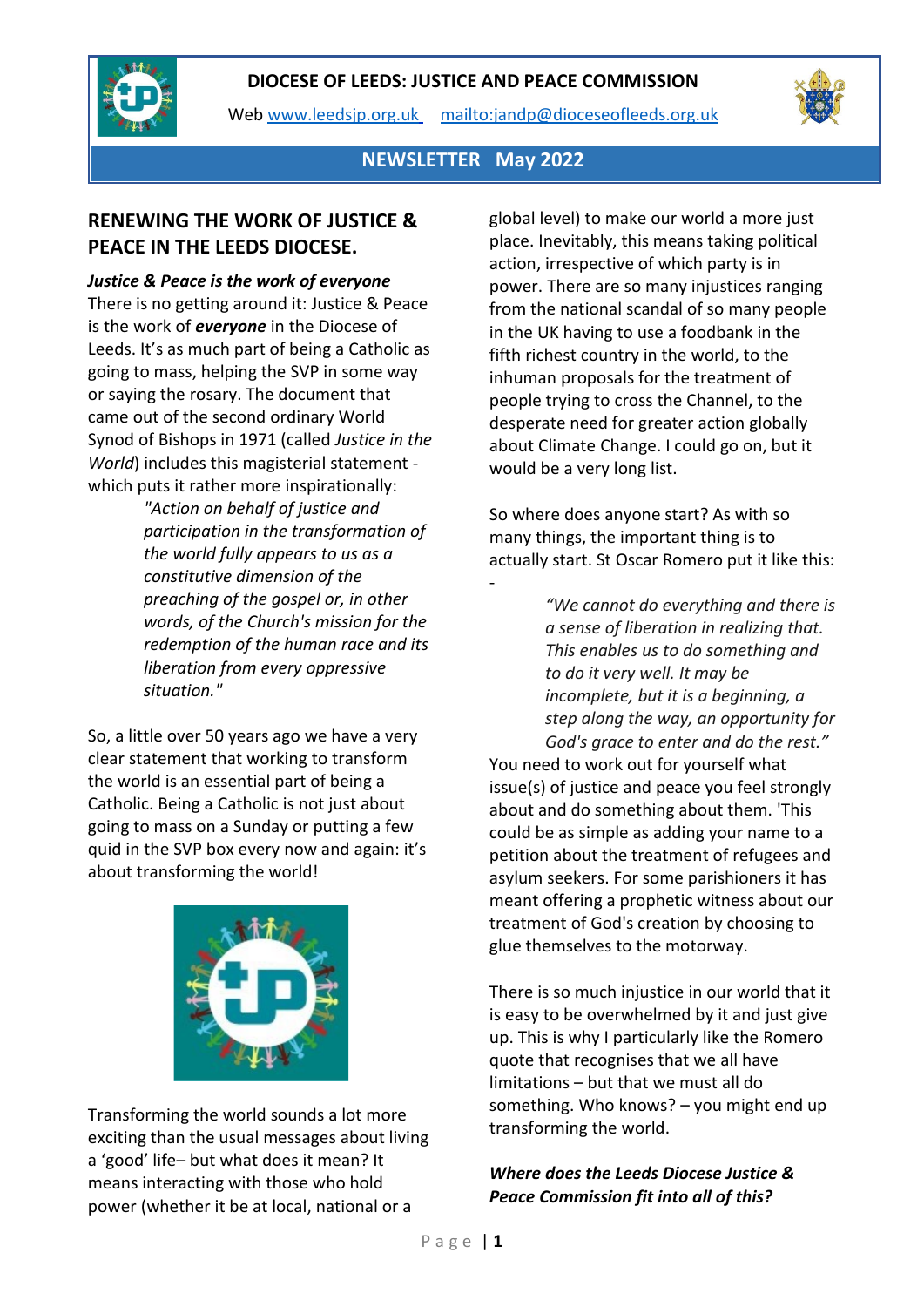**DIOCESE OF LEEDS: JUSTICE AND PEACE COMMISSION**

Web [www.leedsjp.org.uk](http://www.leedsjp.org.uk) [mailto:jandp@dioceseofleeds.org.uk](mailto:jandp@dioceseofleeds.org.uk)

**NEWSLETTER May 2022**

## RENEWING THE WORK OF JUSTICE & PEACE IN THE LEEDS DIOCESE.

***Justice & Peace is the work of everyone***

There is no getting around it: Justice & Peace is the work of ***everyone*** in the Diocese of Leeds. It's as much part of being a Catholic as going to mass, helping the SVP in some way or saying the rosary. The document that came out of the second ordinary World Synod of Bishops in 1971 (called *Justice in the World*) includes this magisterial statement - which puts it rather more inspirationally:

> *"Action on behalf of justice and participation in the transformation of the world fully appears to us as a constitutive dimension of the preaching of the gospel or, in other words, of the Church's mission for the redemption of the human race and its liberation from every oppressive situation."*

So, a little over 50 years ago we have a very clear statement that working to transform the world is an essential part of being a Catholic. Being a Catholic is not just about going to mass on a Sunday or putting a few quid in the SVP box every now and again: it's about transforming the world!

Transforming the world sounds a lot more exciting than the usual messages about living a 'good' life– but what does it mean? It means interacting with those who hold power (whether it be at local, national or a global level) to make our world a more just place. Inevitably, this means taking political action, irrespective of which party is in power. There are so many injustices ranging from the national scandal of so many people in the UK having to use a foodbank in the fifth richest country in the world, to the inhuman proposals for the treatment of people trying to cross the Channel, to the desperate need for greater action globally about Climate Change. I could go on, but it would be a very long list.

So where does anyone start? As with so many things, the important thing is to actually start. St Oscar Romero put it like this: -

> *"We cannot do everything and there is a sense of liberation in realizing that. This enables us to do something and to do it very well. It may be incomplete, but it is a beginning, a step along the way, an opportunity for God's grace to enter and do the rest."*

You need to work out for yourself what issue(s) of justice and peace you feel strongly about and do something about them. 'This could be as simple as adding your name to a petition about the treatment of refugees and asylum seekers. For some parishioners it has meant offering a prophetic witness about our treatment of God's creation by choosing to glue themselves to the motorway.

There is so much injustice in our world that it is easy to be overwhelmed by it and just give up. This is why I particularly like the Romero quote that recognises that we all have limitations – but that we must all do something. Who knows? – you might end up transforming the world.

***Where does the Leeds Diocese Justice & Peace Commission fit into all of this?***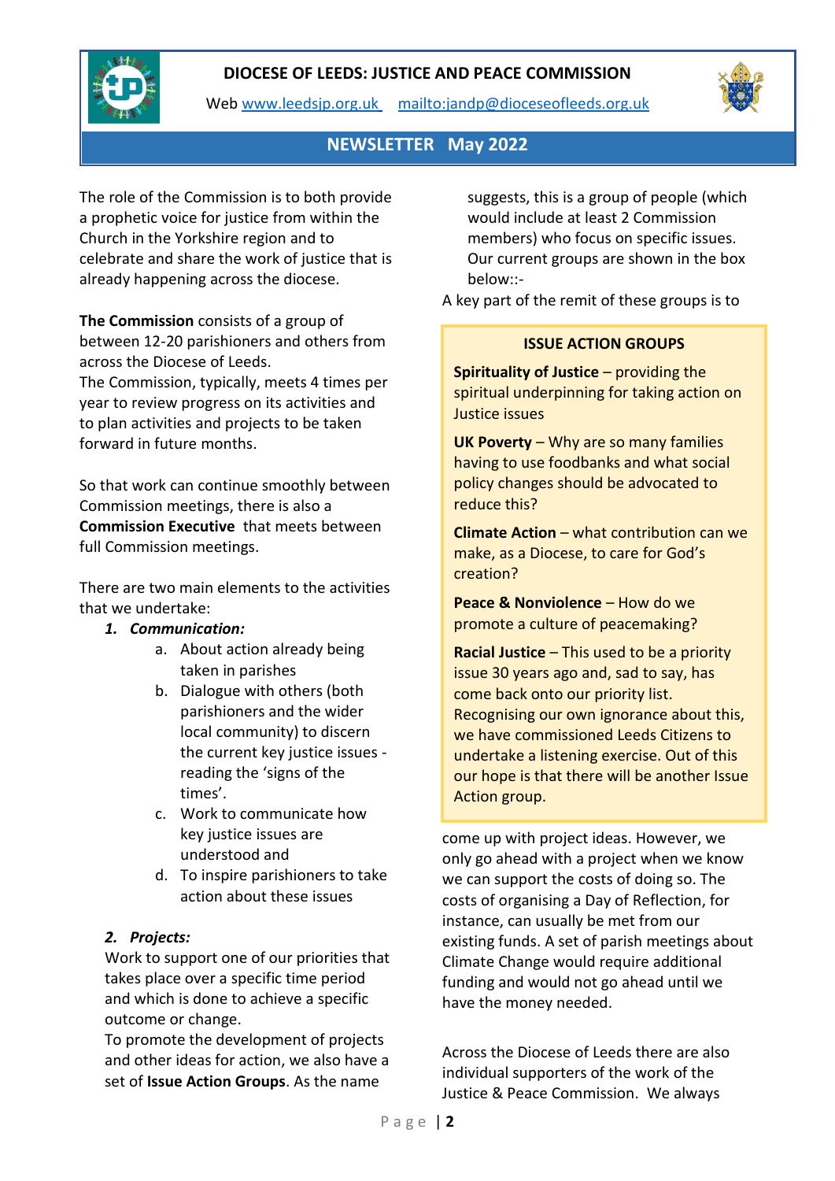# DIOCESE OF LEEDS: JUSTICE AND PEACE COMMISSION

Web [www.leedsjp.org.uk](http://www.leedsjp.org.uk) [mailto:jandp@dioceseofleeds.org.uk](mailto:jandp@dioceseofleeds.org.uk)

## NEWSLETTER May 2022

The role of the Commission is to both provide a prophetic voice for justice from within the Church in the Yorkshire region and to celebrate and share the work of justice that is already happening across the diocese.

**The Commission** consists of a group of between 12-20 parishioners and others from across the Diocese of Leeds.
The Commission, typically, meets 4 times per year to review progress on its activities and to plan activities and projects to be taken forward in future months.

So that work can continue smoothly between Commission meetings, there is also a **Commission Executive** that meets between full Commission meetings.

There are two main elements to the activities that we undertake:

1. ***Communication:***
   a. About action already being taken in parishes
   b. Dialogue with others (both parishioners and the wider local community) to discern the current key justice issues - reading the 'signs of the times'.
   c. Work to communicate how key justice issues are understood and
   d. To inspire parishioners to take action about these issues

2. ***Projects:***
   Work to support one of our priorities that takes place over a specific time period and which is done to achieve a specific outcome or change.
   To promote the development of projects and other ideas for action, we also have a set of **Issue Action Groups**. As the name suggests, this is a group of people (which would include at least 2 Commission members) who focus on specific issues. Our current groups are shown in the box below::-

A key part of the remit of these groups is to come up with project ideas. However, we only go ahead with a project when we know we can support the costs of doing so. The costs of organising a Day of Reflection, for instance, can usually be met from our existing funds. A set of parish meetings about Climate Change would require additional funding and would not go ahead until we have the money needed.

> **ISSUE ACTION GROUPS**
>
> **Spirituality of Justice** – providing the spiritual underpinning for taking action on Justice issues
>
> **UK Poverty** – Why are so many families having to use foodbanks and what social policy changes should be advocated to reduce this?
>
> **Climate Action** – what contribution can we make, as a Diocese, to care for God's creation?
>
> **Peace & Nonviolence** – How do we promote a culture of peacemaking?
>
> **Racial Justice** – This used to be a priority issue 30 years ago and, sad to say, has come back onto our priority list. Recognising our own ignorance about this, we have commissioned Leeds Citizens to undertake a listening exercise. Out of this our hope is that there will be another Issue Action group.

Across the Diocese of Leeds there are also individual supporters of the work of the Justice & Peace Commission. We always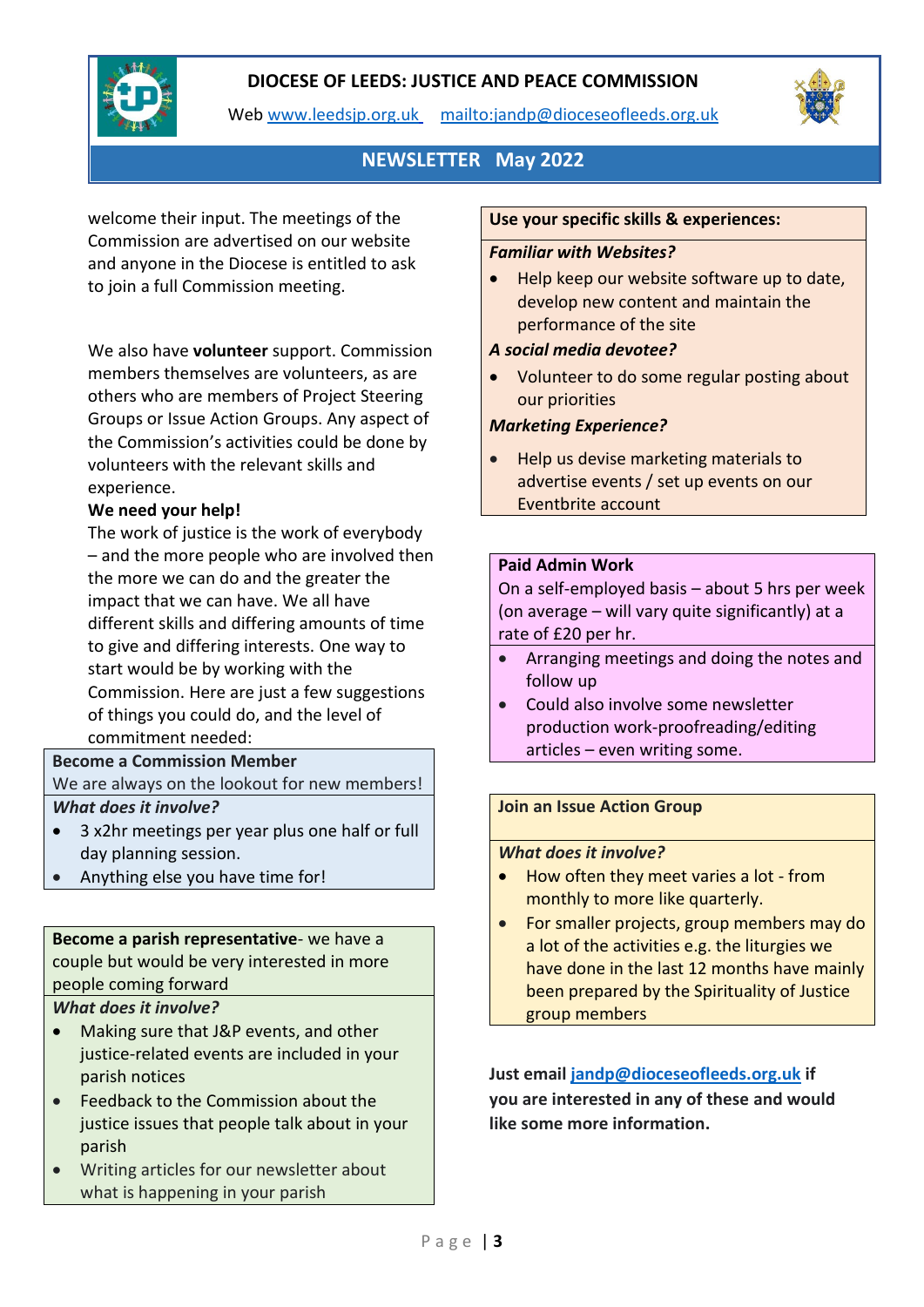welcome their input. The meetings of the Commission are advertised on our website and anyone in the Diocese is entitled to ask to join a full Commission meeting.

We also have **volunteer** support. Commission members themselves are volunteers, as are others who are members of Project Steering Groups or Issue Action Groups. Any aspect of the Commission's activities could be done by volunteers with the relevant skills and experience.

**We need your help!**

The work of justice is the work of everybody – and the more people who are involved then the more we can do and the greater the impact that we can have. We all have different skills and differing amounts of time to give and differing interests. One way to start would be by working with the Commission. Here are just a few suggestions of things you could do, and the level of commitment needed:

**Become a Commission Member**

We are always on the lookout for new members!

***What does it involve?***

- 3 x2hr meetings per year plus one half or full day planning session.
- Anything else you have time for!

**Become a parish representative**- we have a couple but would be very interested in more people coming forward

***What does it involve?***

- Making sure that J&P events, and other justice-related events are included in your parish notices
- Feedback to the Commission about the justice issues that people talk about in your parish
- Writing articles for our newsletter about what is happening in your parish

**Use your specific skills & experiences:**

***Familiar with Websites?***

- Help keep our website software up to date, develop new content and maintain the performance of the site

***A social media devotee?***

- Volunteer to do some regular posting about our priorities

***Marketing Experience?***

- Help us devise marketing materials to advertise events / set up events on our Eventbrite account

**Paid Admin Work**

On a self-employed basis – about 5 hrs per week (on average – will vary quite significantly) at a rate of £20 per hr.

- Arranging meetings and doing the notes and follow up
- Could also involve some newsletter production work-proofreading/editing articles – even writing some.

**Join an Issue Action Group**

***What does it involve?***

- How often they meet varies a lot - from monthly to more like quarterly.
- For smaller projects, group members may do a lot of the activities e.g. the liturgies we have done in the last 12 months have mainly been prepared by the Spirituality of Justice group members

**Just email jandp@dioceseofleeds.org.uk if you are interested in any of these and would like some more information.**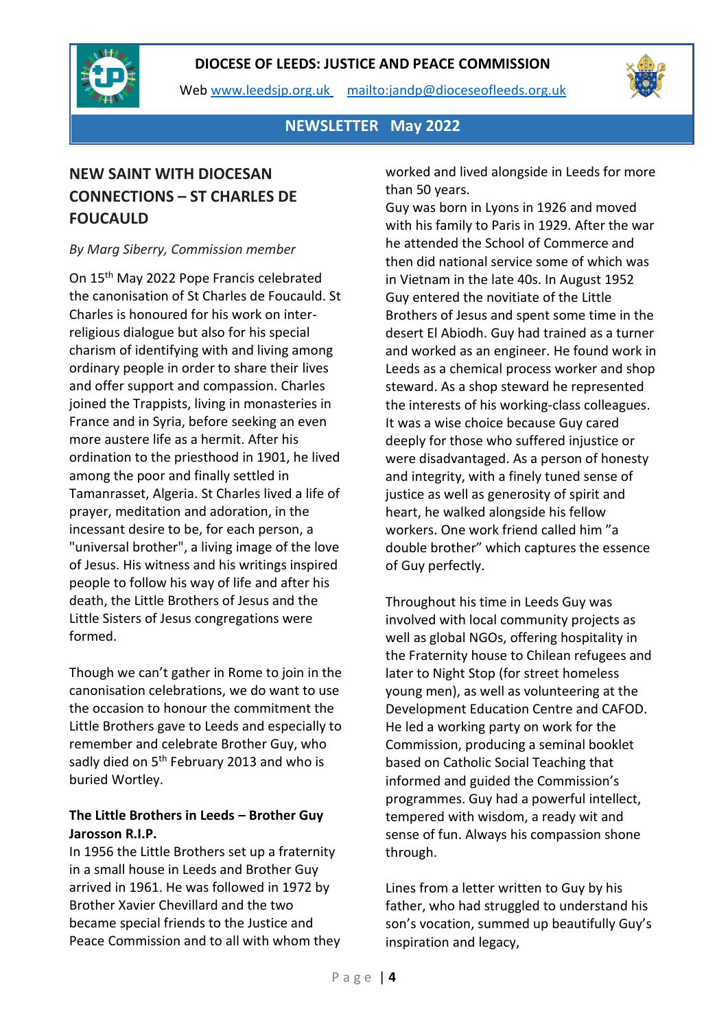## NEW SAINT WITH DIOCESAN CONNECTIONS – ST CHARLES DE FOUCAULD

*By Marg Siberry, Commission member*

On 15th May 2022 Pope Francis celebrated the canonisation of St Charles de Foucauld. St Charles is honoured for his work on inter-religious dialogue but also for his special charism of identifying with and living among ordinary people in order to share their lives and offer support and compassion. Charles joined the Trappists, living in monasteries in France and in Syria, before seeking an even more austere life as a hermit. After his ordination to the priesthood in 1901, he lived among the poor and finally settled in Tamanrasset, Algeria. St Charles lived a life of prayer, meditation and adoration, in the incessant desire to be, for each person, a "universal brother", a living image of the love of Jesus. His witness and his writings inspired people to follow his way of life and after his death, the Little Brothers of Jesus and the Little Sisters of Jesus congregations were formed.

Though we can't gather in Rome to join in the canonisation celebrations, we do want to use the occasion to honour the commitment the Little Brothers gave to Leeds and especially to remember and celebrate Brother Guy, who sadly died on 5th February 2013 and who is buried Wortley.

**The Little Brothers in Leeds – Brother Guy Jarosson R.I.P.**

In 1956 the Little Brothers set up a fraternity in a small house in Leeds and Brother Guy arrived in 1961. He was followed in 1972 by Brother Xavier Chevillard and the two became special friends to the Justice and Peace Commission and to all with whom they worked and lived alongside in Leeds for more than 50 years.

Guy was born in Lyons in 1926 and moved with his family to Paris in 1929. After the war he attended the School of Commerce and then did national service some of which was in Vietnam in the late 40s. In August 1952 Guy entered the novitiate of the Little Brothers of Jesus and spent some time in the desert El Abiodh. Guy had trained as a turner and worked as an engineer. He found work in Leeds as a chemical process worker and shop steward. As a shop steward he represented the interests of his working-class colleagues. It was a wise choice because Guy cared deeply for those who suffered injustice or were disadvantaged. As a person of honesty and integrity, with a finely tuned sense of justice as well as generosity of spirit and heart, he walked alongside his fellow workers. One work friend called him "a double brother" which captures the essence of Guy perfectly.

Throughout his time in Leeds Guy was involved with local community projects as well as global NGOs, offering hospitality in the Fraternity house to Chilean refugees and later to Night Stop (for street homeless young men), as well as volunteering at the Development Education Centre and CAFOD. He led a working party on work for the Commission, producing a seminal booklet based on Catholic Social Teaching that informed and guided the Commission's programmes. Guy had a powerful intellect, tempered with wisdom, a ready wit and sense of fun. Always his compassion shone through.

Lines from a letter written to Guy by his father, who had struggled to understand his son's vocation, summed up beautifully Guy's inspiration and legacy,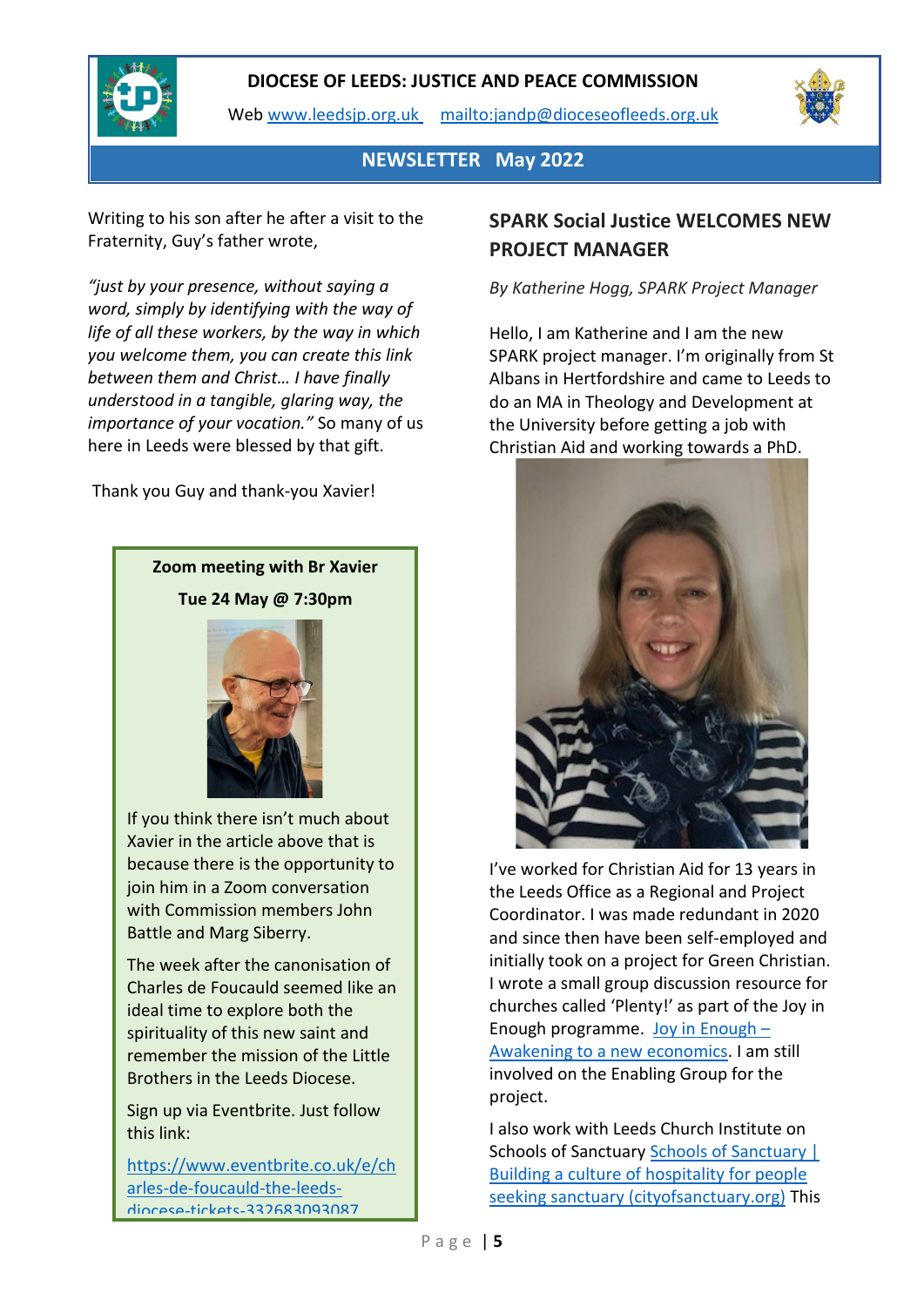**DIOCESE OF LEEDS: JUSTICE AND PEACE COMMISSION**

Web [www.leedsjp.org.uk](http://www.leedsjp.org.uk) [mailto:jandp@dioceseofleeds.org.uk](mailto:jandp@dioceseofleeds.org.uk)

**NEWSLETTER May 2022**

Writing to his son after he after a visit to the Fraternity, Guy's father wrote,

*"just by your presence, without saying a word, simply by identifying with the way of life of all these workers, by the way in which you welcome them, you can create this link between them and Christ… I have finally understood in a tangible, glaring way, the importance of your vocation."* So many of us here in Leeds were blessed by that gift.

Thank you Guy and thank-you Xavier!

**Zoom meeting with Br Xavier**

**Tue 24 May @ 7:30pm**

If you think there isn't much about Xavier in the article above that is because there is the opportunity to join him in a Zoom conversation with Commission members John Battle and Marg Siberry.

The week after the canonisation of Charles de Foucauld seemed like an ideal time to explore both the spirituality of this new saint and remember the mission of the Little Brothers in the Leeds Diocese.

Sign up via Eventbrite. Just follow this link:

[https://www.eventbrite.co.uk/e/charles-de-foucauld-the-leeds-diocese-tickets-332683093087](https://www.eventbrite.co.uk/e/charles-de-foucauld-the-leeds-diocese-tickets-332683093087)

## SPARK Social Justice WELCOMES NEW PROJECT MANAGER

*By Katherine Hogg, SPARK Project Manager*

Hello, I am Katherine and I am the new SPARK project manager. I'm originally from St Albans in Hertfordshire and came to Leeds to do an MA in Theology and Development at the University before getting a job with Christian Aid and working towards a PhD.

I've worked for Christian Aid for 13 years in the Leeds Office as a Regional and Project Coordinator. I was made redundant in 2020 and since then have been self-employed and initially took on a project for Green Christian. I wrote a small group discussion resource for churches called 'Plenty!' as part of the Joy in Enough programme. [Joy in Enough – Awakening to a new economics](#). I am still involved on the Enabling Group for the project.

I also work with Leeds Church Institute on Schools of Sanctuary [Schools of Sanctuary | Building a culture of hospitality for people seeking sanctuary (cityofsanctuary.org)](#) This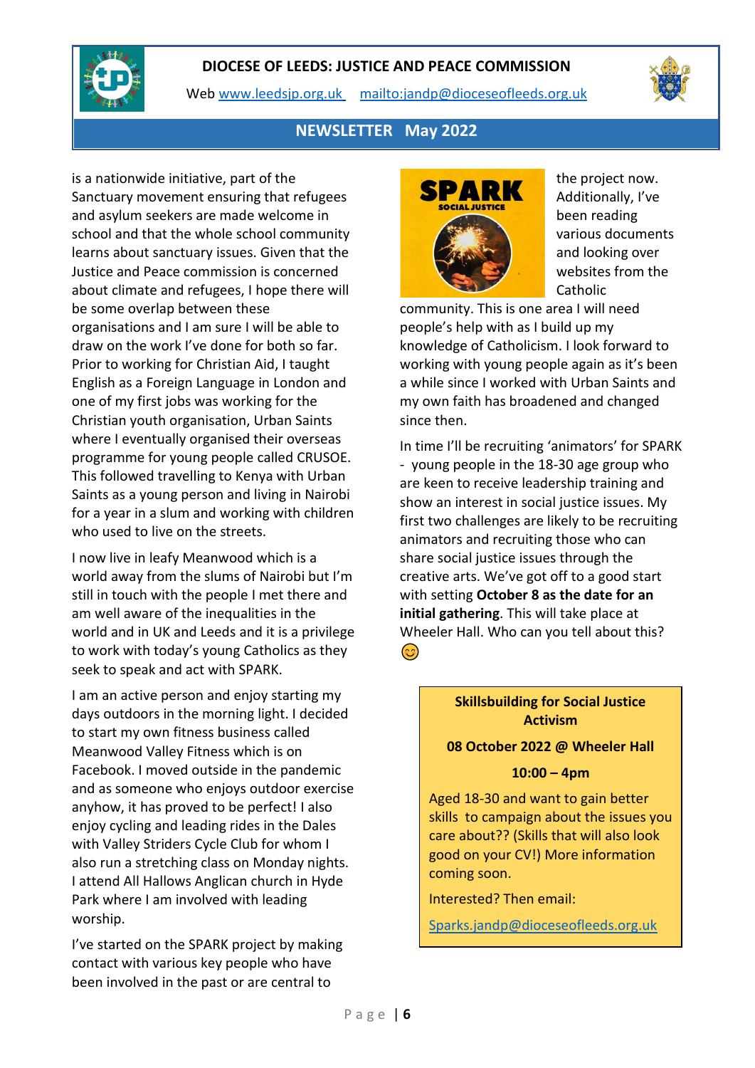is a nationwide initiative, part of the Sanctuary movement ensuring that refugees and asylum seekers are made welcome in school and that the whole school community learns about sanctuary issues. Given that the Justice and Peace commission is concerned about climate and refugees, I hope there will be some overlap between these organisations and I am sure I will be able to draw on the work I've done for both so far. Prior to working for Christian Aid, I taught English as a Foreign Language in London and one of my first jobs was working for the Christian youth organisation, Urban Saints where I eventually organised their overseas programme for young people called CRUSOE. This followed travelling to Kenya with Urban Saints as a young person and living in Nairobi for a year in a slum and working with children who used to live on the streets.

I now live in leafy Meanwood which is a world away from the slums of Nairobi but I'm still in touch with the people I met there and am well aware of the inequalities in the world and in UK and Leeds and it is a privilege to work with today's young Catholics as they seek to speak and act with SPARK.

I am an active person and enjoy starting my days outdoors in the morning light. I decided to start my own fitness business called Meanwood Valley Fitness which is on Facebook. I moved outside in the pandemic and as someone who enjoys outdoor exercise anyhow, it has proved to be perfect! I also enjoy cycling and leading rides in the Dales with Valley Striders Cycle Club for whom I also run a stretching class on Monday nights. I attend All Hallows Anglican church in Hyde Park where I am involved with leading worship.

I've started on the SPARK project by making contact with various key people who have been involved in the past or are central to the project now. Additionally, I've been reading various documents and looking over websites from the Catholic community. This is one area I will need people's help with as I build up my knowledge of Catholicism. I look forward to working with young people again as it's been a while since I worked with Urban Saints and my own faith has broadened and changed since then.

In time I'll be recruiting 'animators' for SPARK - young people in the 18-30 age group who are keen to receive leadership training and show an interest in social justice issues. My first two challenges are likely to be recruiting animators and recruiting those who can share social justice issues through the creative arts. We've got off to a good start with setting **October 8 as the date for an initial gathering**. This will take place at Wheeler Hall. Who can you tell about this? 😊

**Skillsbuilding for Social Justice Activism**

**08 October 2022 @ Wheeler Hall**

**10:00 – 4pm**

Aged 18-30 and want to gain better skills to campaign about the issues you care about?? (Skills that will also look good on your CV!) More information coming soon.

Interested? Then email:

Sparks.jandp@dioceseofleeds.org.uk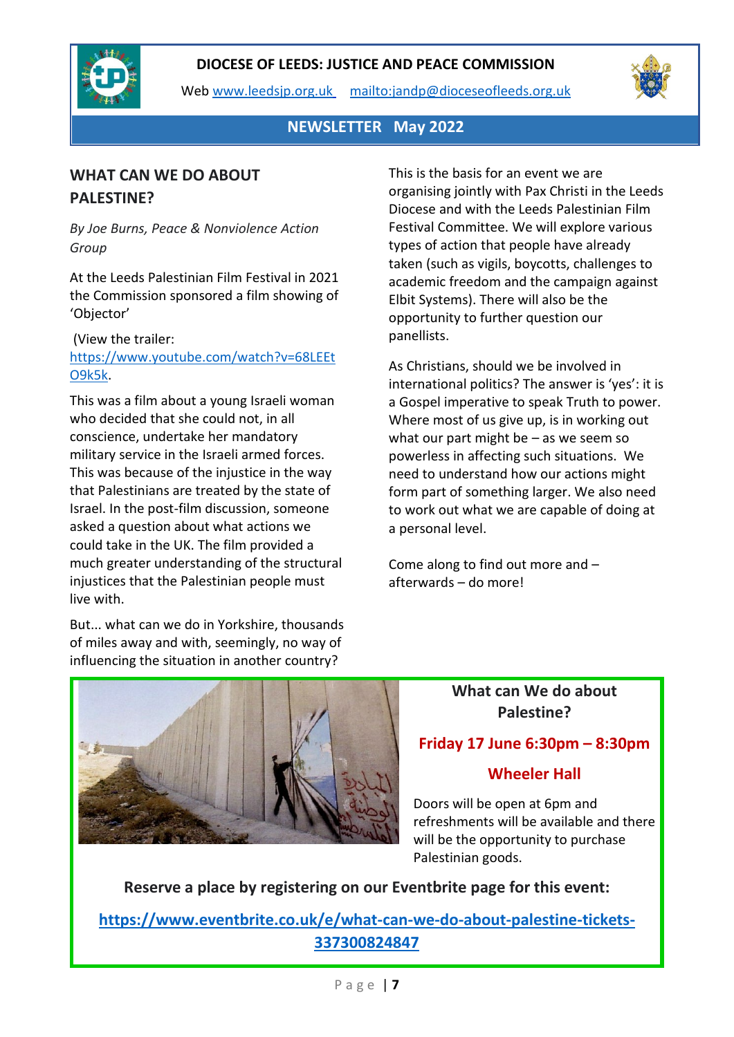**DIOCESE OF LEEDS: JUSTICE AND PEACE COMMISSION**

Web [www.leedsjp.org.uk](www.leedsjp.org.uk) [mailto:jandp@dioceseofleeds.org.uk](mailto:jandp@dioceseofleeds.org.uk)

**NEWSLETTER May 2022**

## WHAT CAN WE DO ABOUT PALESTINE?

*By Joe Burns, Peace & Nonviolence Action Group*

At the Leeds Palestinian Film Festival in 2021 the Commission sponsored a film showing of 'Objector'

(View the trailer: [https://www.youtube.com/watch?v=68LEEtO9k5k](https://www.youtube.com/watch?v=68LEEtO9k5k).

This was a film about a young Israeli woman who decided that she could not, in all conscience, undertake her mandatory military service in the Israeli armed forces. This was because of the injustice in the way that Palestinians are treated by the state of Israel. In the post-film discussion, someone asked a question about what actions we could take in the UK. The film provided a much greater understanding of the structural injustices that the Palestinian people must live with.

But... what can we do in Yorkshire, thousands of miles away and with, seemingly, no way of influencing the situation in another country?

This is the basis for an event we are organising jointly with Pax Christi in the Leeds Diocese and with the Leeds Palestinian Film Festival Committee. We will explore various types of action that people have already taken (such as vigils, boycotts, challenges to academic freedom and the campaign against Elbit Systems). There will also be the opportunity to further question our panellists.

As Christians, should we be involved in international politics? The answer is 'yes': it is a Gospel imperative to speak Truth to power. Where most of us give up, is in working out what our part might be – as we seem so powerless in affecting such situations. We need to understand how our actions might form part of something larger. We also need to work out what we are capable of doing at a personal level.

Come along to find out more and – afterwards – do more!

**What can We do about Palestine?**

**Friday 17 June 6:30pm – 8:30pm**

**Wheeler Hall**

Doors will be open at 6pm and refreshments will be available and there will be the opportunity to purchase Palestinian goods.

**Reserve a place by registering on our Eventbrite page for this event:**

**[https://www.eventbrite.co.uk/e/what-can-we-do-about-palestine-tickets-337300824847](https://www.eventbrite.co.uk/e/what-can-we-do-about-palestine-tickets-337300824847)**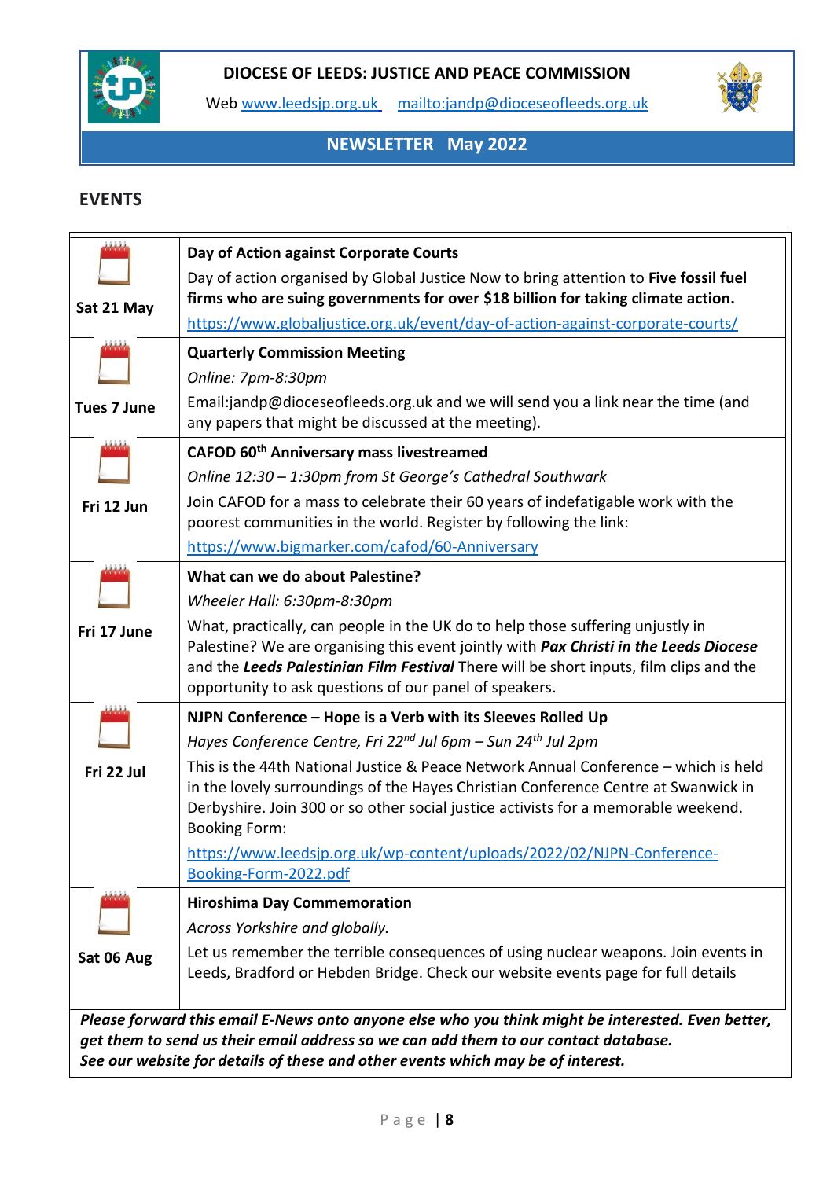**DIOCESE OF LEEDS: JUSTICE AND PEACE COMMISSION**

Web www.leedsjp.org.uk mailto:jandp@dioceseofleeds.org.uk

**NEWSLETTER May 2022**

## EVENTS

| | |
|---|---|
| **Sat 21 May** | **Day of Action against Corporate Courts**<br>Day of action organised by Global Justice Now to bring attention to **Five fossil fuel firms who are suing governments for over $18 billion for taking climate action.**<br>https://www.globaljustice.org.uk/event/day-of-action-against-corporate-courts/ |
| **Tues 7 June** | **Quarterly Commission Meeting**<br>*Online: 7pm-8:30pm*<br>Email:jandp@dioceseofleeds.org.uk and we will send you a link near the time (and any papers that might be discussed at the meeting). |
| **Fri 12 Jun** | **CAFOD 60th Anniversary mass livestreamed**<br>*Online 12:30 – 1:30pm from St George's Cathedral Southwark*<br>Join CAFOD for a mass to celebrate their 60 years of indefatigable work with the poorest communities in the world. Register by following the link:<br>https://www.bigmarker.com/cafod/60-Anniversary |
| **Fri 17 June** | **What can we do about Palestine?**<br>*Wheeler Hall: 6:30pm-8:30pm*<br>What, practically, can people in the UK do to help those suffering unjustly in Palestine? We are organising this event jointly with ***Pax Christi in the Leeds Diocese*** and the ***Leeds Palestinian Film Festival*** There will be short inputs, film clips and the opportunity to ask questions of our panel of speakers. |
| **Fri 22 Jul** | **NJPN Conference – Hope is a Verb with its Sleeves Rolled Up**<br>*Hayes Conference Centre, Fri 22nd Jul 6pm – Sun 24th Jul 2pm*<br>This is the 44th National Justice & Peace Network Annual Conference – which is held in the lovely surroundings of the Hayes Christian Conference Centre at Swanwick in Derbyshire. Join 300 or so other social justice activists for a memorable weekend. Booking Form:<br>https://www.leedsjp.org.uk/wp-content/uploads/2022/02/NJPN-Conference-Booking-Form-2022.pdf |
| **Sat 06 Aug** | **Hiroshima Day Commemoration**<br>*Across Yorkshire and globally.*<br>Let us remember the terrible consequences of using nuclear weapons. Join events in Leeds, Bradford or Hebden Bridge. Check our website events page for full details |

***Please forward this email E-News onto anyone else who you think might be interested. Even better, get them to send us their email address so we can add them to our contact database.***
***See our website for details of these and other events which may be of interest.***